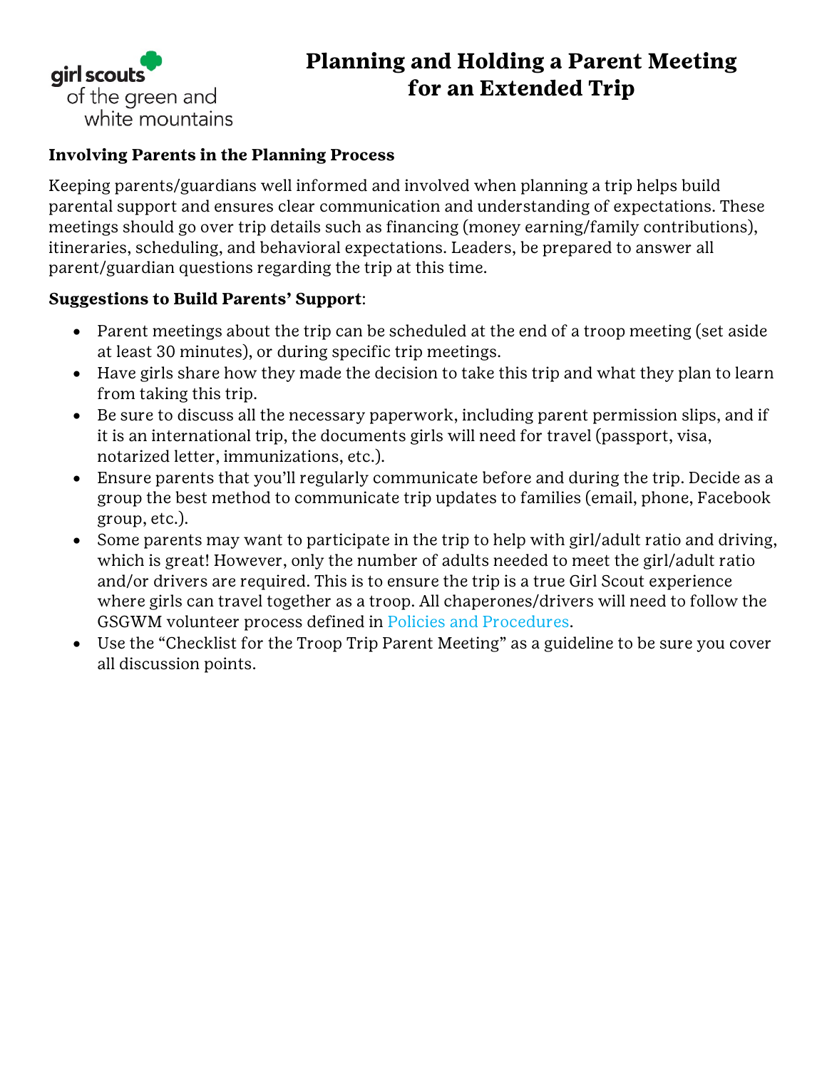# Planning and Holding a Parent Meeting for an Extended Trip

**Involving Parents in the Planning Process**

Keeping parents/guardians well informed and involved when planning a trip helps build parental support and ensures clear communication and understanding of expectations. These meetings should go over trip details such as financing (money earning/family contributions), itineraries, scheduling, and behavioral expectations. Leaders, be prepared to answer all parent/guardian questions regarding the trip at this time.

**Suggestions to Build Parents' Support**:

- Parent meetings about the trip can be scheduled at the end of a troop meeting (set aside at least 30 minutes), or during specific trip meetings.
- Have girls share how they made the decision to take this trip and what they plan to learn from taking this trip.
- Be sure to discuss all the necessary paperwork, including parent permission slips, and if it is an international trip, the documents girls will need for travel (passport, visa, notarized letter, immunizations, etc.).
- Ensure parents that you'll regularly communicate before and during the trip. Decide as a group the best method to communicate trip updates to families (email, phone, Facebook group, etc.).
- Some parents may want to participate in the trip to help with girl/adult ratio and driving, which is great! However, only the number of adults needed to meet the girl/adult ratio and/or drivers are required. This is to ensure the trip is a true Girl Scout experience where girls can travel together as a troop. All chaperones/drivers will need to follow the GSGWM volunteer process defined in Policies and Procedures.
- Use the "Checklist for the Troop Trip Parent Meeting" as a guideline to be sure you cover all discussion points.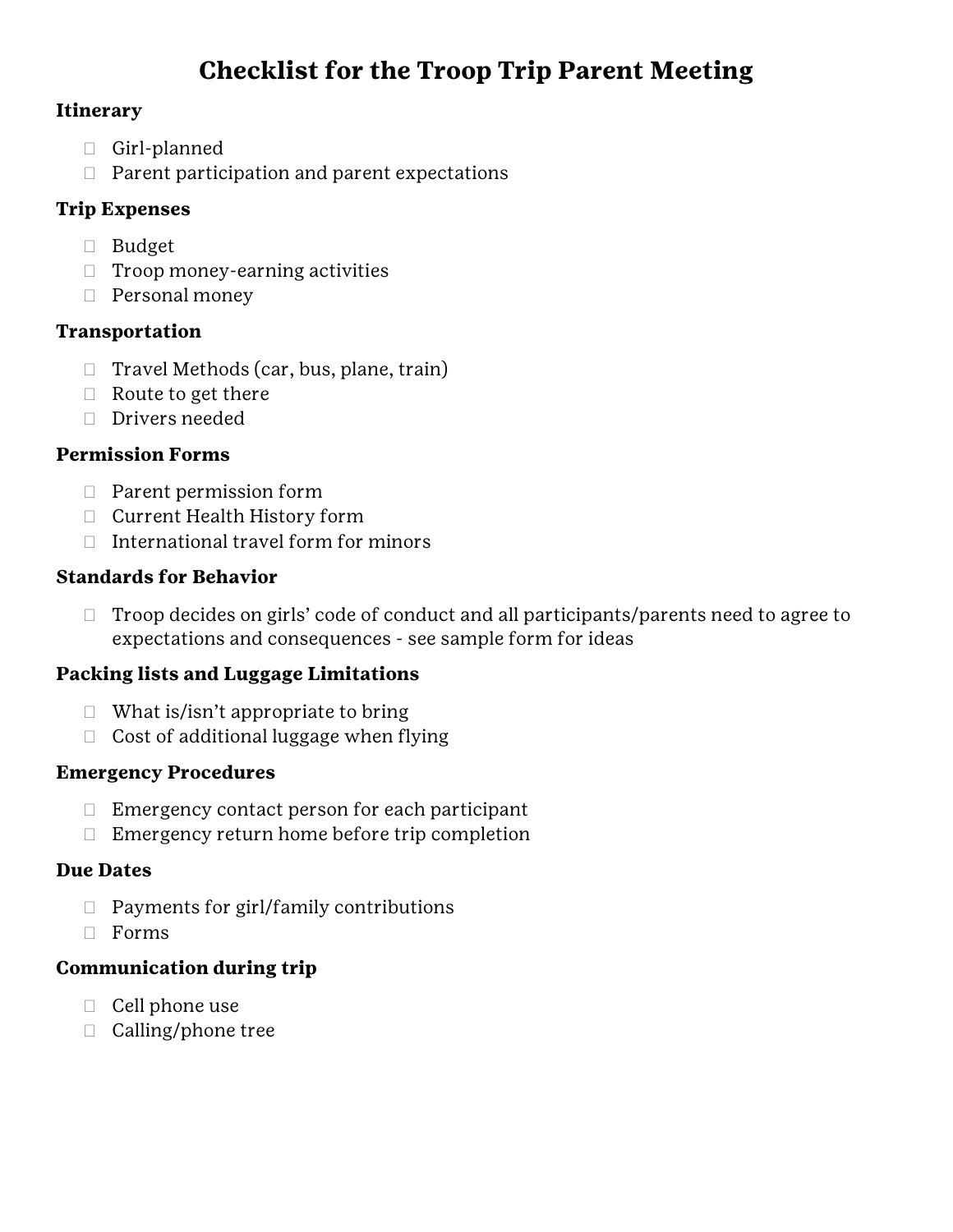# Checklist for the Troop Trip Parent Meeting

**Itinerary**

- Girl-planned
- Parent participation and parent expectations

**Trip Expenses**

- Budget
- Troop money-earning activities
- Personal money

**Transportation**

- Travel Methods (car, bus, plane, train)
- Route to get there
- Drivers needed

**Permission Forms**

- Parent permission form
- Current Health History form
- International travel form for minors

**Standards for Behavior**

- Troop decides on girls' code of conduct and all participants/parents need to agree to expectations and consequences - see sample form for ideas

**Packing lists and Luggage Limitations**

- What is/isn't appropriate to bring
- Cost of additional luggage when flying

**Emergency Procedures**

- Emergency contact person for each participant
- Emergency return home before trip completion

**Due Dates**

- Payments for girl/family contributions
- Forms

**Communication during trip**

- Cell phone use
- Calling/phone tree